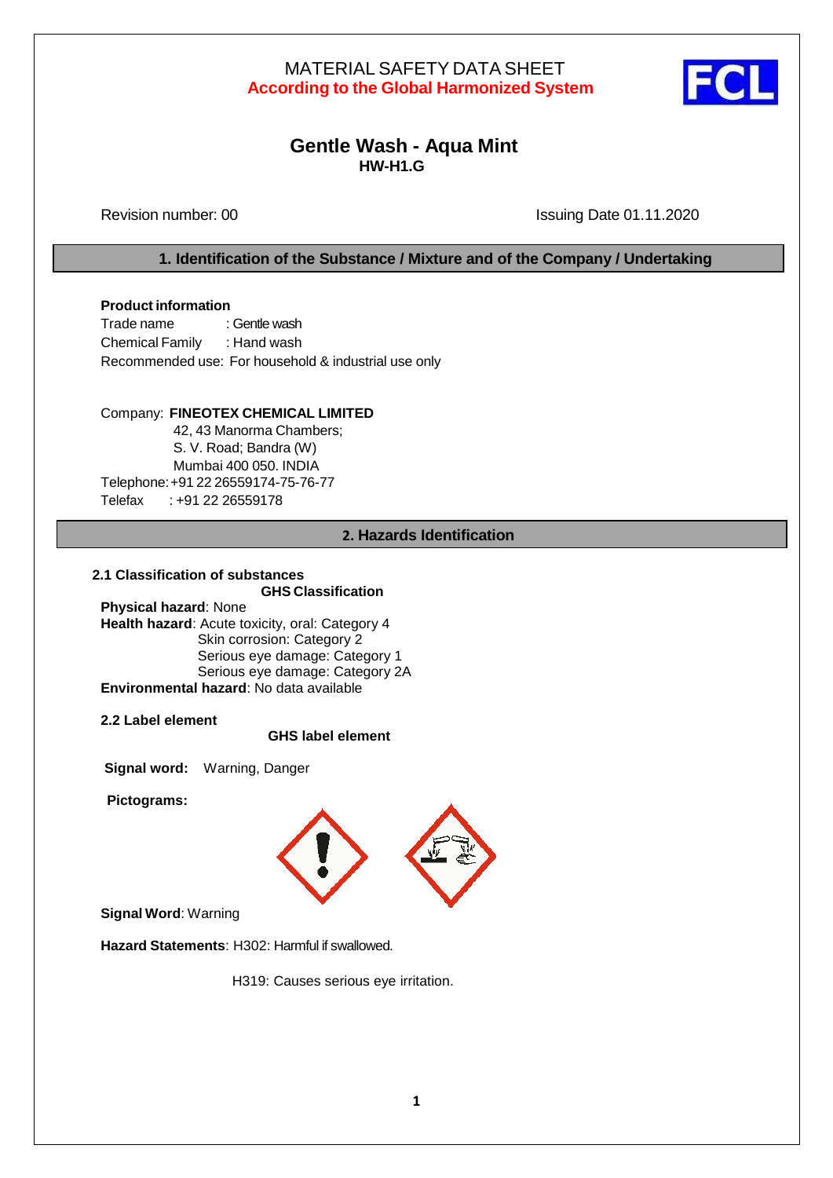# MATERIAL SAFETY DATA SHEET
**According to the Global Harmonized System**

## Gentle Wash - Aqua Mint
**HW-H1.G**

Revision number: 00

Issuing Date 01.11.2020

## 1. Identification of the Substance / Mixture and of the Company / Undertaking

**Product information**

Trade name : Gentle wash

Chemical Family : Hand wash

Recommended use: For household & industrial use only

Company: **FINEOTEX CHEMICAL LIMITED**

42, 43 Manorma Chambers;
S. V. Road; Bandra (W)
Mumbai 400 050. INDIA

Telephone: +91 22 26559174-75-76-77

Telefax : +91 22 26559178

## 2. Hazards Identification

### 2.1 Classification of substances

**GHS Classification**

**Physical hazard**: None

**Health hazard**: Acute toxicity, oral: Category 4
Skin corrosion: Category 2
Serious eye damage: Category 1
Serious eye damage: Category 2A

**Environmental hazard**: No data available

### 2.2 Label element

**GHS label element**

**Signal word:** Warning, Danger

**Pictograms:**

**Signal Word**: Warning

**Hazard Statements**: H302: Harmful if swallowed.

H319: Causes serious eye irritation.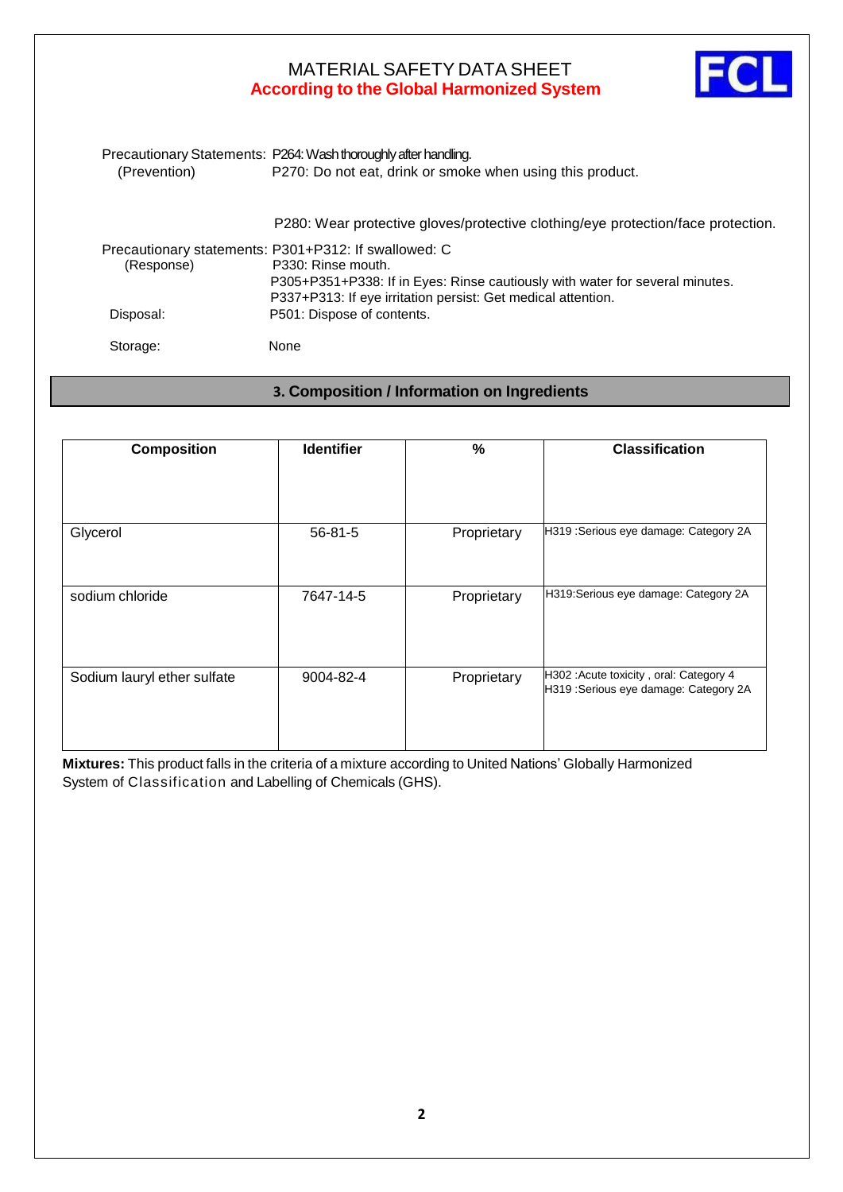Precautionary Statements: P264: Wash thoroughly after handling.
(Prevention) P270: Do not eat, drink or smoke when using this product.

P280: Wear protective gloves/protective clothing/eye protection/face protection.

Precautionary statements: P301+P312: If swallowed: C
(Response) P330: Rinse mouth.
P305+P351+P338: If in Eyes: Rinse cautiously with water for several minutes.
P337+P313: If eye irritation persist: Get medical attention.

Disposal: P501: Dispose of contents.

Storage: None

## 3. Composition / Information on Ingredients

| Composition | Identifier | % | Classification |
|---|---|---|---|
| Glycerol | 56-81-5 | Proprietary | H319 :Serious eye damage: Category 2A |
| sodium chloride | 7647-14-5 | Proprietary | H319:Serious eye damage: Category 2A |
| Sodium lauryl ether sulfate | 9004-82-4 | Proprietary | H302 :Acute toxicity , oral: Category 4<br>H319 :Serious eye damage: Category 2A |

**Mixtures:** This product falls in the criteria of a mixture according to United Nations' Globally Harmonized System of Classification and Labelling of Chemicals (GHS).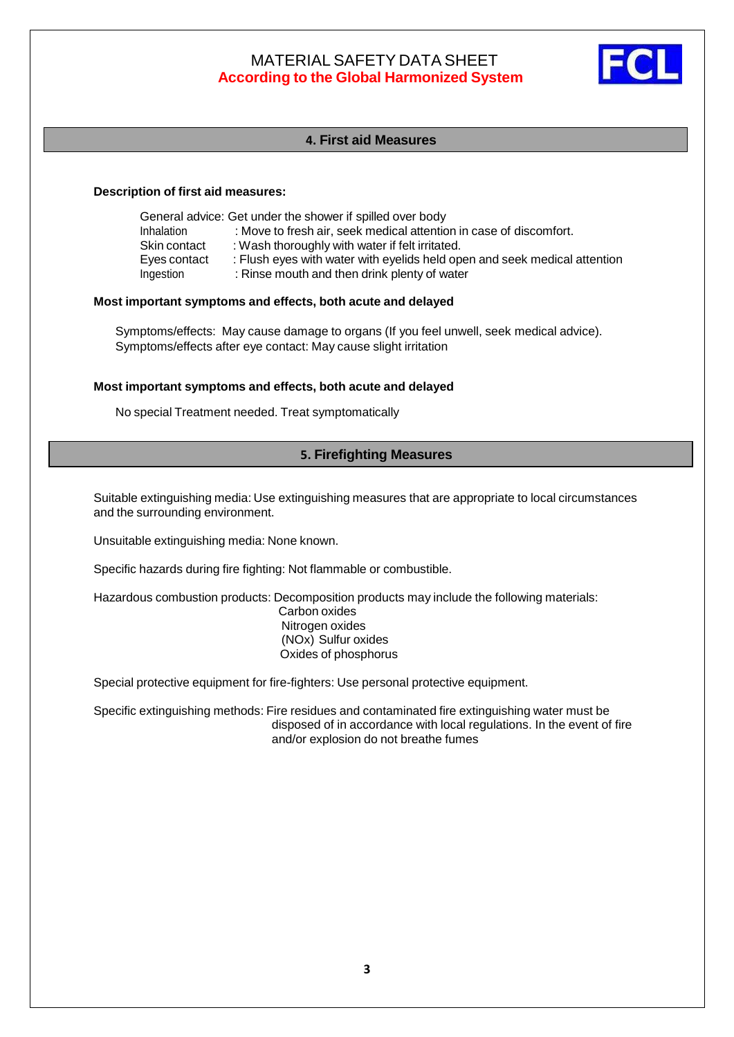## 4. First aid Measures

**Description of first aid measures:**

General advice: Get under the shower if spilled over body
Inhalation : Move to fresh air, seek medical attention in case of discomfort.
Skin contact : Wash thoroughly with water if felt irritated.
Eyes contact : Flush eyes with water with eyelids held open and seek medical attention
Ingestion : Rinse mouth and then drink plenty of water

**Most important symptoms and effects, both acute and delayed**

Symptoms/effects: May cause damage to organs (If you feel unwell, seek medical advice).
Symptoms/effects after eye contact: May cause slight irritation

**Most important symptoms and effects, both acute and delayed**

No special Treatment needed. Treat symptomatically

## 5. Firefighting Measures

Suitable extinguishing media: Use extinguishing measures that are appropriate to local circumstances and the surrounding environment.

Unsuitable extinguishing media: None known.

Specific hazards during fire fighting: Not flammable or combustible.

Hazardous combustion products: Decomposition products may include the following materials:
Carbon oxides
Nitrogen oxides
(NOx) Sulfur oxides
Oxides of phosphorus

Special protective equipment for fire-fighters: Use personal protective equipment.

Specific extinguishing methods: Fire residues and contaminated fire extinguishing water must be disposed of in accordance with local regulations. In the event of fire and/or explosion do not breathe fumes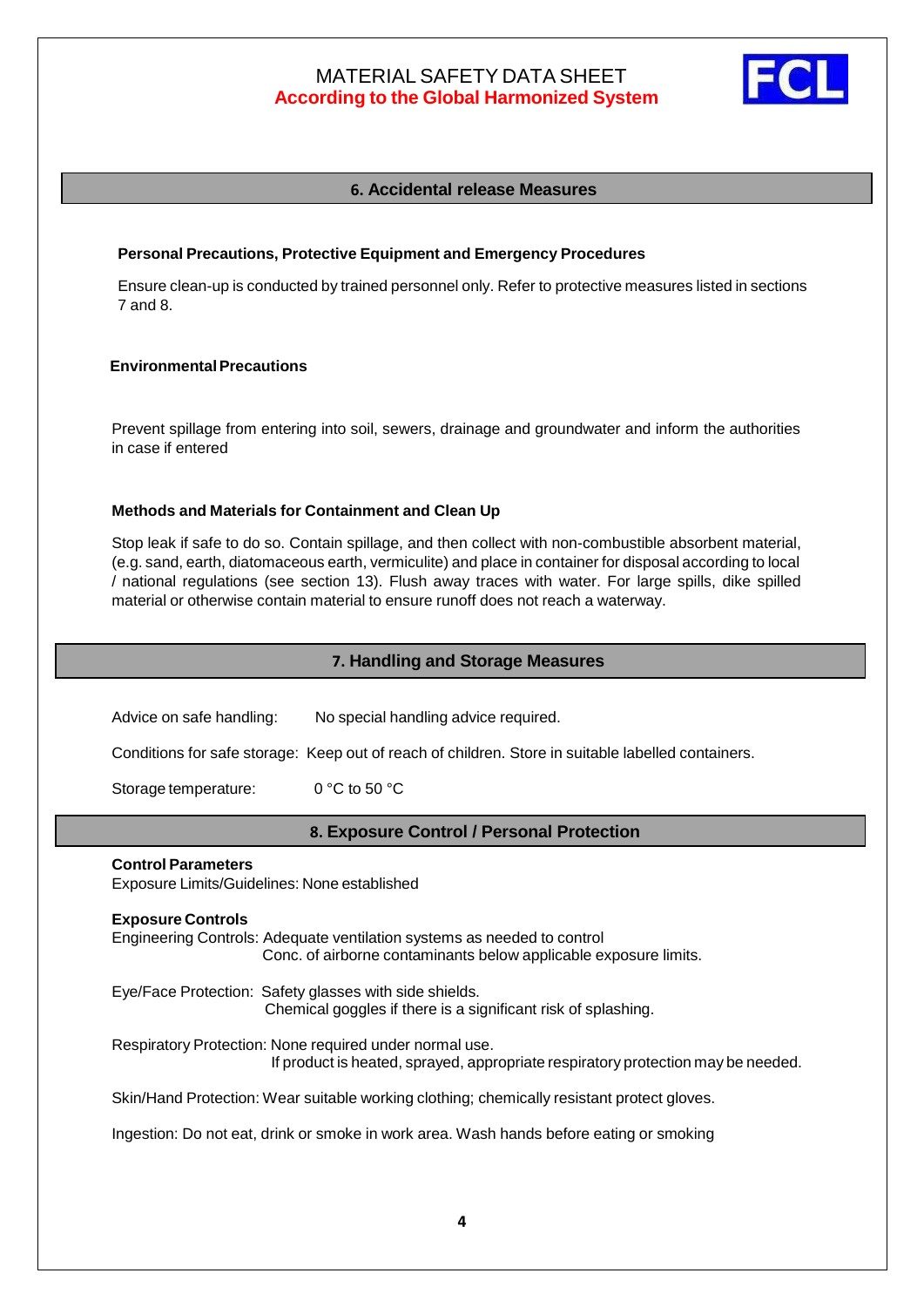## 6. Accidental release Measures

**Personal Precautions, Protective Equipment and Emergency Procedures**

Ensure clean-up is conducted by trained personnel only. Refer to protective measures listed in sections 7 and 8.

**Environmental Precautions**

Prevent spillage from entering into soil, sewers, drainage and groundwater and inform the authorities in case if entered

**Methods and Materials for Containment and Clean Up**

Stop leak if safe to do so. Contain spillage, and then collect with non-combustible absorbent material, (e.g. sand, earth, diatomaceous earth, vermiculite) and place in container for disposal according to local / national regulations (see section 13). Flush away traces with water. For large spills, dike spilled material or otherwise contain material to ensure runoff does not reach a waterway.

## 7. Handling and Storage Measures

Advice on safe handling: No special handling advice required.

Conditions for safe storage: Keep out of reach of children. Store in suitable labelled containers.

Storage temperature: 0 °C to 50 °C

## 8. Exposure Control / Personal Protection

**Control Parameters**
Exposure Limits/Guidelines: None established

**Exposure Controls**
Engineering Controls: Adequate ventilation systems as needed to control Conc. of airborne contaminants below applicable exposure limits.

Eye/Face Protection: Safety glasses with side shields. Chemical goggles if there is a significant risk of splashing.

Respiratory Protection: None required under normal use. If product is heated, sprayed, appropriate respiratory protection may be needed.

Skin/Hand Protection: Wear suitable working clothing; chemically resistant protect gloves.

Ingestion: Do not eat, drink or smoke in work area. Wash hands before eating or smoking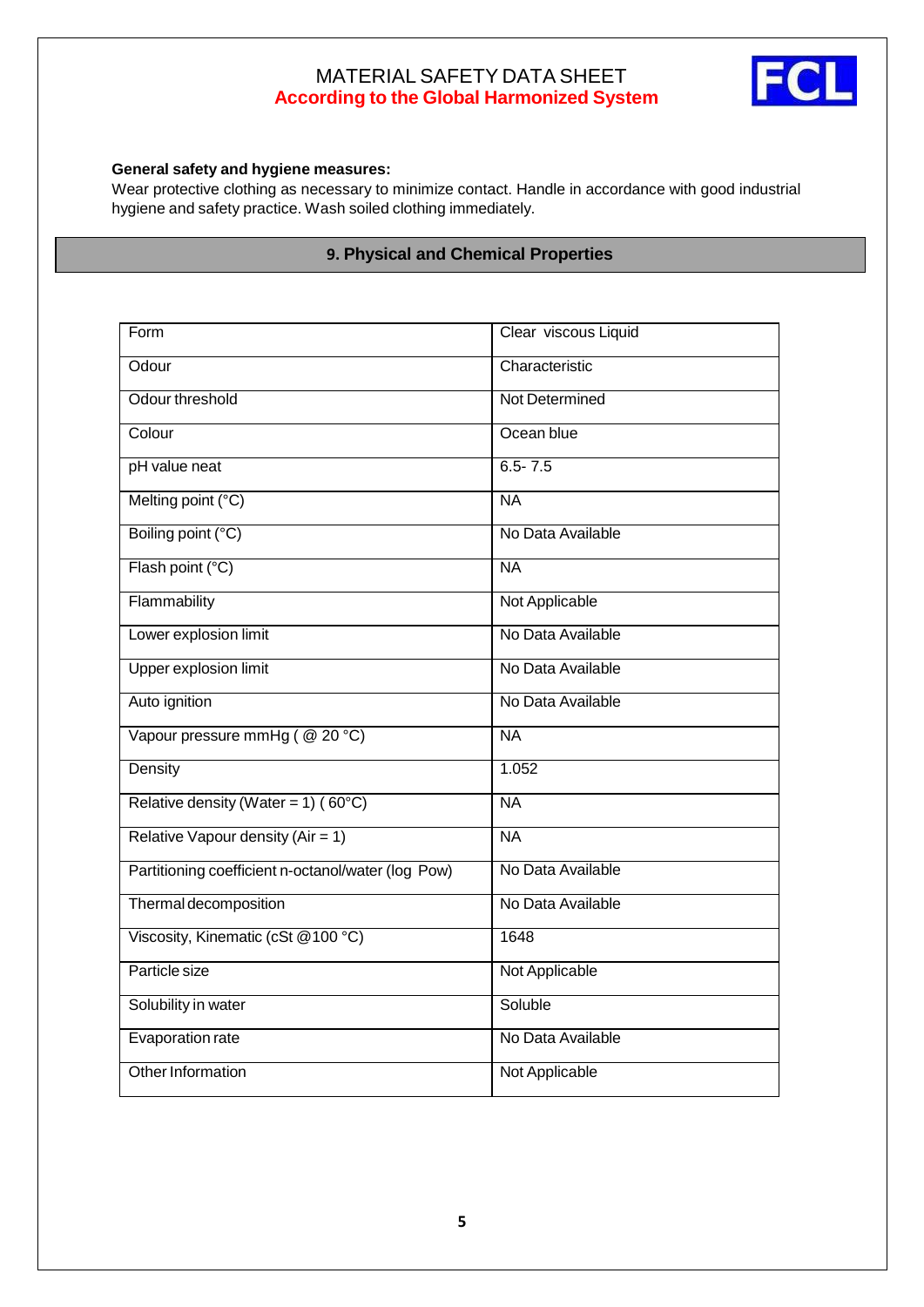**General safety and hygiene measures:**
Wear protective clothing as necessary to minimize contact. Handle in accordance with good industrial hygiene and safety practice. Wash soiled clothing immediately.

## 9. Physical and Chemical Properties

| Form | Clear viscous Liquid |
|---|---|
| Odour | Characteristic |
| Odour threshold | Not Determined |
| Colour | Ocean blue |
| pH value neat | 6.5- 7.5 |
| Melting point (°C) | NA |
| Boiling point (°C) | No Data Available |
| Flash point (°C) | NA |
| Flammability | Not Applicable |
| Lower explosion limit | No Data Available |
| Upper explosion limit | No Data Available |
| Auto ignition | No Data Available |
| Vapour pressure mmHg ( @ 20 °C) | NA |
| Density | 1.052 |
| Relative density (Water = 1) ( 60°C) | NA |
| Relative Vapour density (Air = 1) | NA |
| Partitioning coefficient n-octanol/water (log Pow) | No Data Available |
| Thermal decomposition | No Data Available |
| Viscosity, Kinematic (cSt @100 °C) | 1648 |
| Particle size | Not Applicable |
| Solubility in water | Soluble |
| Evaporation rate | No Data Available |
| Other Information | Not Applicable |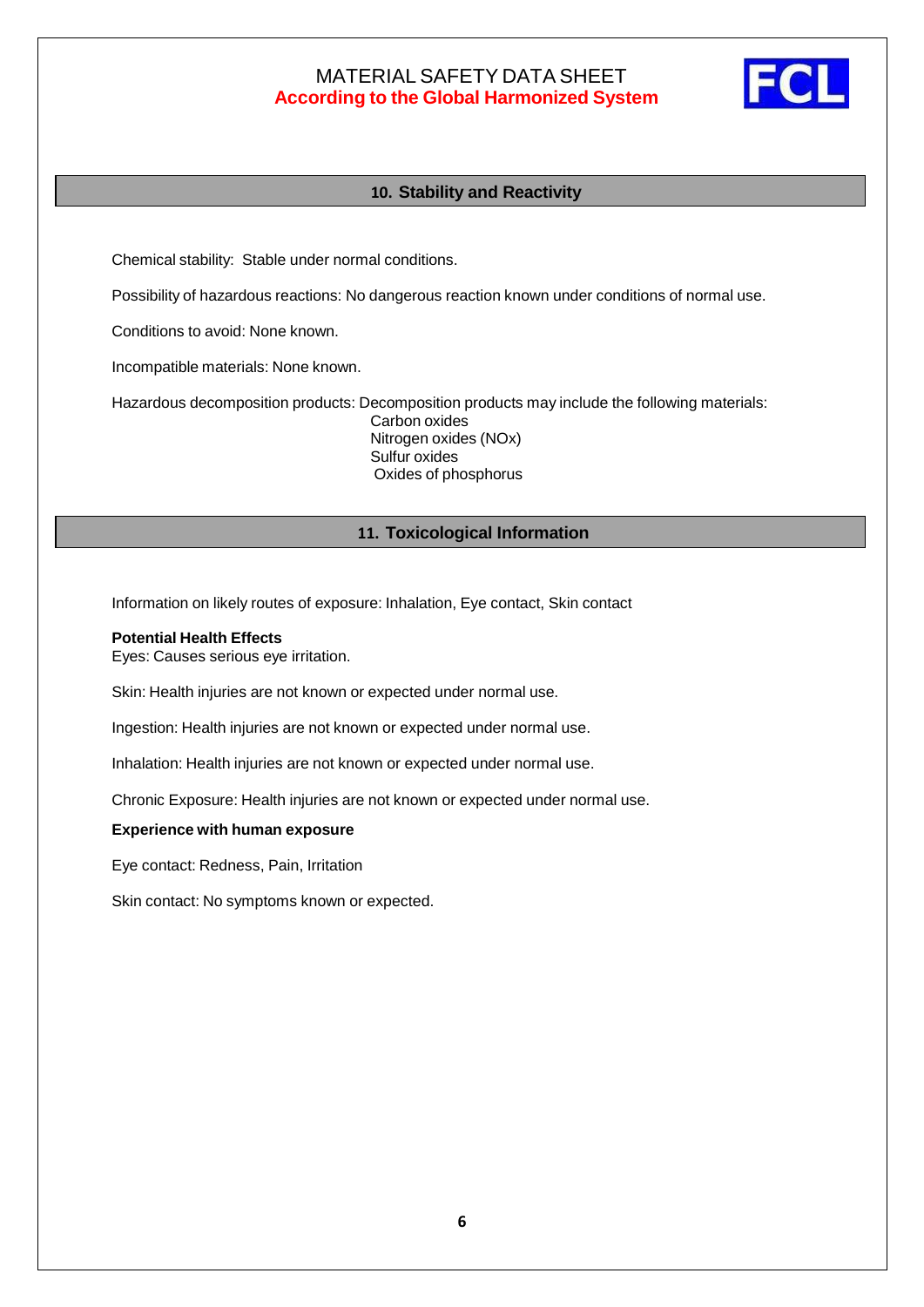## 10. Stability and Reactivity

Chemical stability: Stable under normal conditions.

Possibility of hazardous reactions: No dangerous reaction known under conditions of normal use.

Conditions to avoid: None known.

Incompatible materials: None known.

Hazardous decomposition products: Decomposition products may include the following materials:
- Carbon oxides
- Nitrogen oxides (NOx)
- Sulfur oxides
- Oxides of phosphorus

## 11. Toxicological Information

Information on likely routes of exposure: Inhalation, Eye contact, Skin contact

**Potential Health Effects**

Eyes: Causes serious eye irritation.

Skin: Health injuries are not known or expected under normal use.

Ingestion: Health injuries are not known or expected under normal use.

Inhalation: Health injuries are not known or expected under normal use.

Chronic Exposure: Health injuries are not known or expected under normal use.

**Experience with human exposure**

Eye contact: Redness, Pain, Irritation

Skin contact: No symptoms known or expected.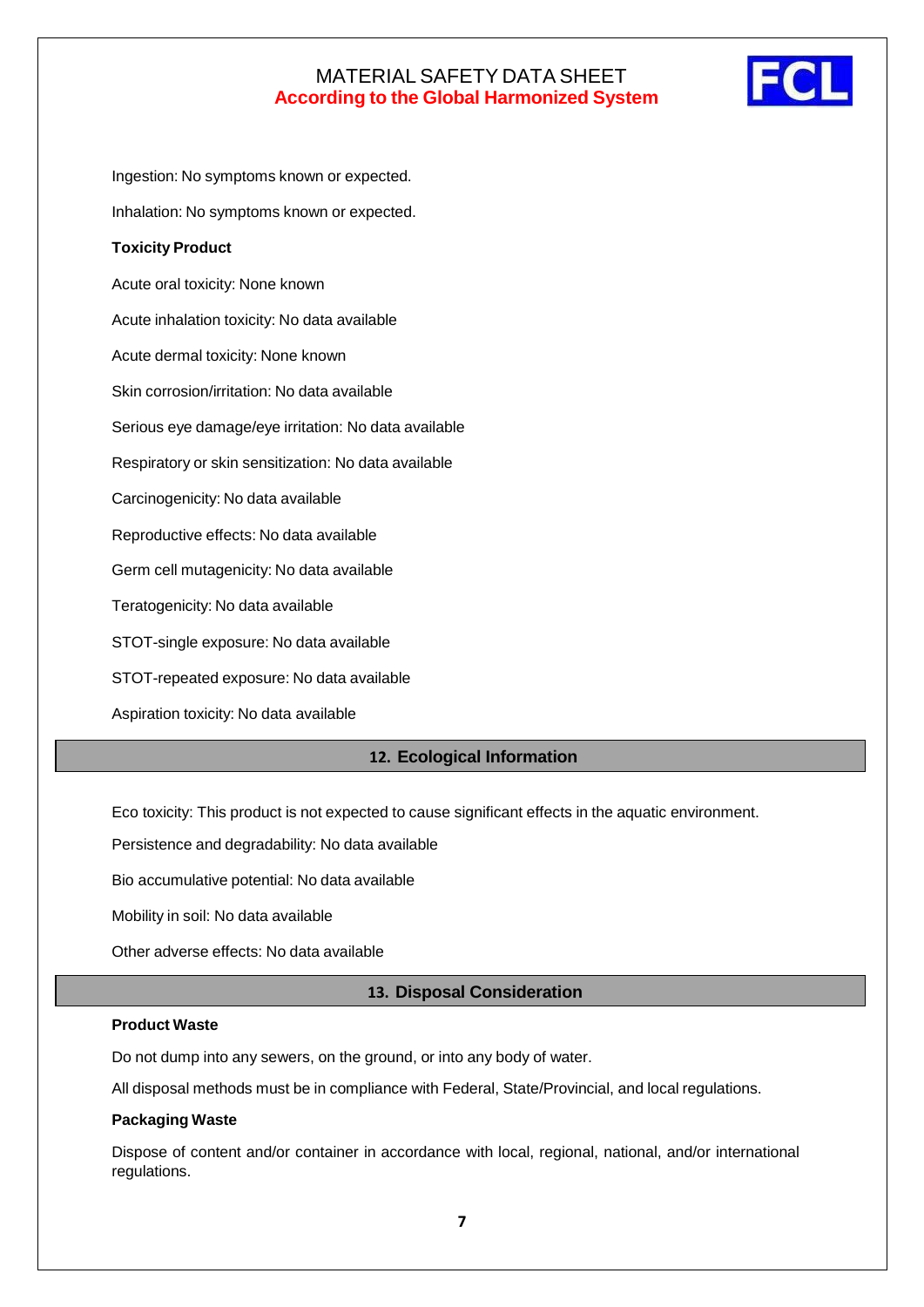Ingestion: No symptoms known or expected.

Inhalation: No symptoms known or expected.

**Toxicity Product**

Acute oral toxicity: None known

Acute inhalation toxicity: No data available

Acute dermal toxicity: None known

Skin corrosion/irritation: No data available

Serious eye damage/eye irritation: No data available

Respiratory or skin sensitization: No data available

Carcinogenicity: No data available

Reproductive effects: No data available

Germ cell mutagenicity: No data available

Teratogenicity: No data available

STOT-single exposure: No data available

STOT-repeated exposure: No data available

Aspiration toxicity: No data available

## 12. Ecological Information

Eco toxicity: This product is not expected to cause significant effects in the aquatic environment.

Persistence and degradability: No data available

Bio accumulative potential: No data available

Mobility in soil: No data available

Other adverse effects: No data available

## 13. Disposal Consideration

**Product Waste**

Do not dump into any sewers, on the ground, or into any body of water.

All disposal methods must be in compliance with Federal, State/Provincial, and local regulations.

**Packaging Waste**

Dispose of content and/or container in accordance with local, regional, national, and/or international regulations.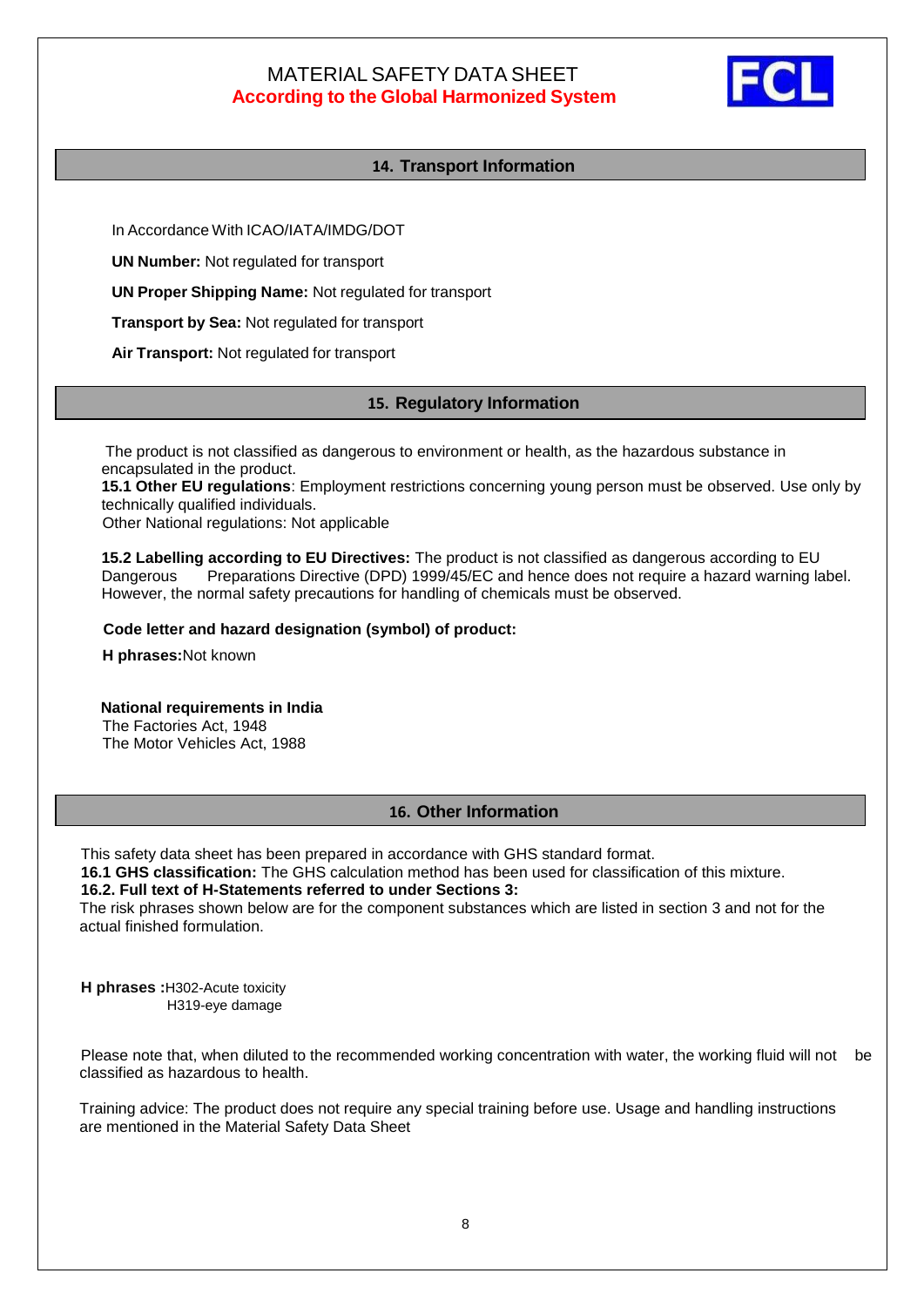# MATERIAL SAFETY DATA SHEET
**According to the Global Harmonized System**

## 14. Transport Information

In Accordance With ICAO/IATA/IMDG/DOT

**UN Number:** Not regulated for transport

**UN Proper Shipping Name:** Not regulated for transport

**Transport by Sea:** Not regulated for transport

**Air Transport:** Not regulated for transport

## 15. Regulatory Information

The product is not classified as dangerous to environment or health, as the hazardous substance in encapsulated in the product.

**15.1 Other EU regulations**: Employment restrictions concerning young person must be observed. Use only by technically qualified individuals.

Other National regulations: Not applicable

**15.2 Labelling according to EU Directives:** The product is not classified as dangerous according to EU Dangerous Preparations Directive (DPD) 1999/45/EC and hence does not require a hazard warning label. However, the normal safety precautions for handling of chemicals must be observed.

**Code letter and hazard designation (symbol) of product:**

**H phrases:**Not known

**National requirements in India**
The Factories Act, 1948
The Motor Vehicles Act, 1988

## 16. Other Information

This safety data sheet has been prepared in accordance with GHS standard format.

**16.1 GHS classification:** The GHS calculation method has been used for classification of this mixture.

**16.2. Full text of H-Statements referred to under Sections 3:**

The risk phrases shown below are for the component substances which are listed in section 3 and not for the actual finished formulation.

**H phrases :**H302-Acute toxicity
H319-eye damage

Please note that, when diluted to the recommended working concentration with water, the working fluid will not be classified as hazardous to health.

Training advice: The product does not require any special training before use. Usage and handling instructions are mentioned in the Material Safety Data Sheet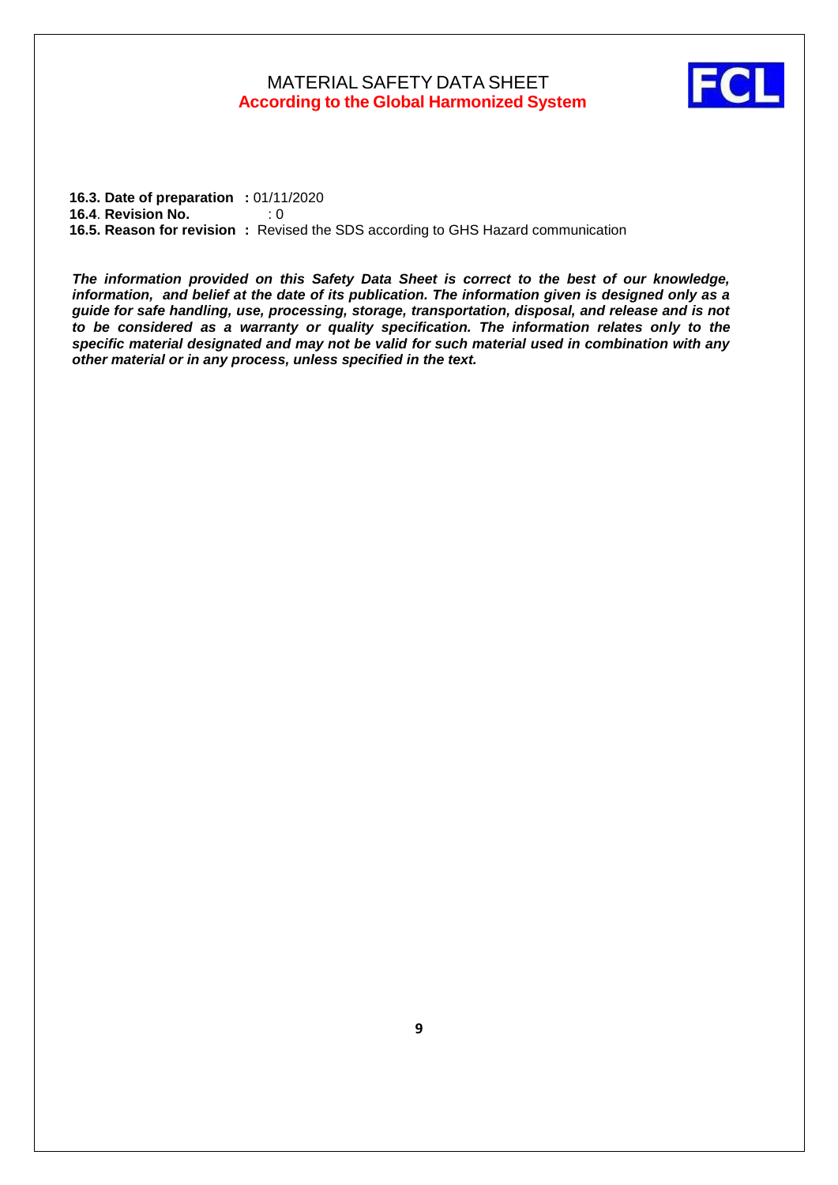**16.3. Date of preparation :** 01/11/2020
**16.4. Revision No.** : 0
**16.5. Reason for revision :** Revised the SDS according to GHS Hazard communication

***The information provided on this Safety Data Sheet is correct to the best of our knowledge, information, and belief at the date of its publication. The information given is designed only as a guide for safe handling, use, processing, storage, transportation, disposal, and release and is not to be considered as a warranty or quality specification. The information relates only to the specific material designated and may not be valid for such material used in combination with any other material or in any process, unless specified in the text.***